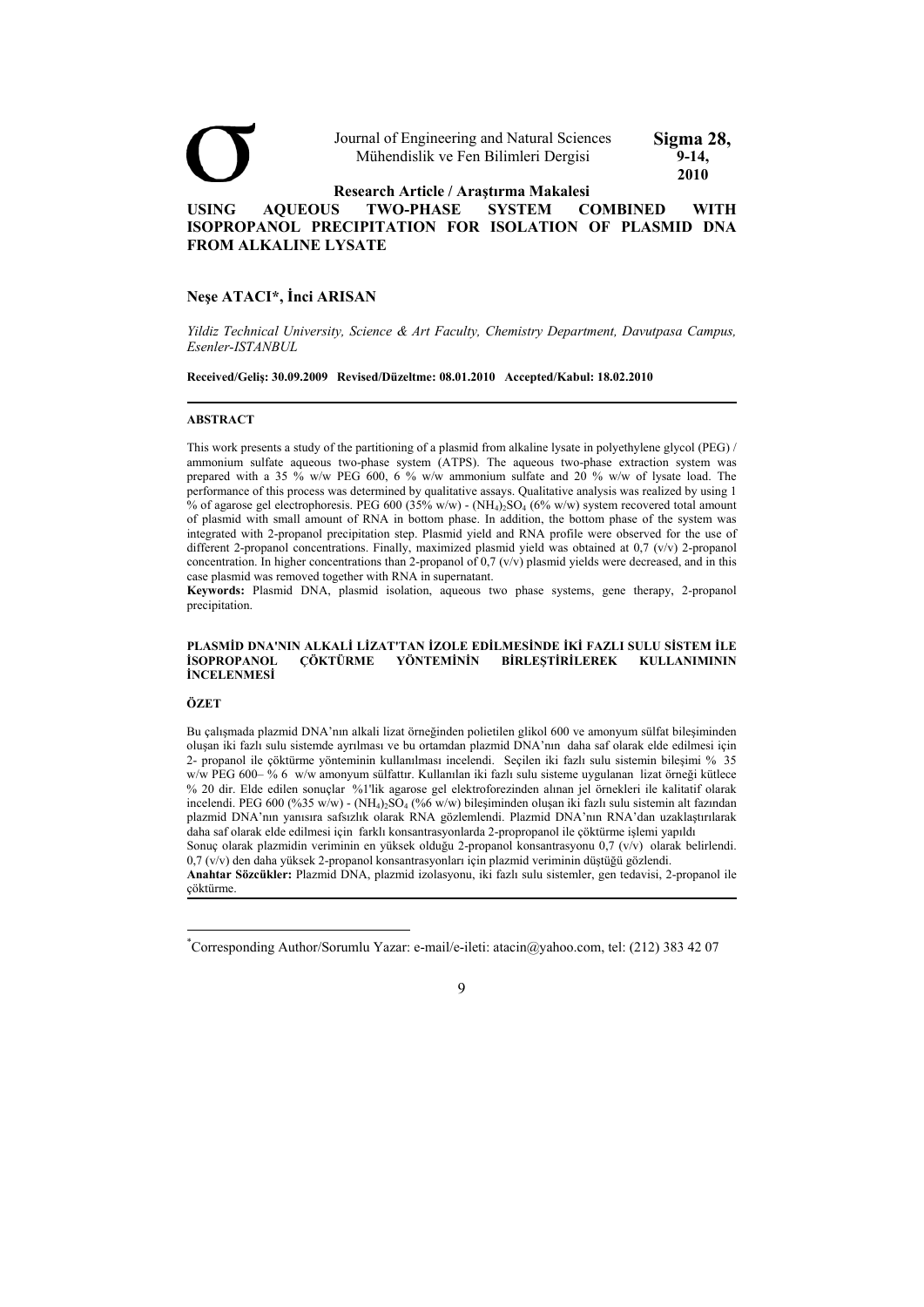Research Article / Araştırma Makalesi

# USING AQUEOUS TWO-PHASE SYSTEM COMBINED WITH ISOPROPANOL PRECIPITATION FOR ISOLATION OF PLASMID DNA FROM ALKALINE LYSATE

**Neşe ATACI\*, İnci ARISAN**

*Yildiz Technical University, Science & Art Faculty, Chemistry Department, Davutpasa Campus, Esenler-ISTANBUL*

**Received/Geliş: 30.09.2009 Revised/Düzeltme: 08.01.2010 Accepted/Kabul: 18.02.2010**

## ABSTRACT

This work presents a study of the partitioning of a plasmid from alkaline lysate in polyethylene glycol (PEG) / ammonium sulfate aqueous two-phase system (ATPS). The aqueous two-phase extraction system was prepared with a 35 % w/w PEG 600, 6 % w/w ammonium sulfate and 20 % w/w of lysate load. The performance of this process was determined by qualitative assays. Qualitative analysis was realized by using 1 % of agarose gel electrophoresis. PEG 600 (35% w/w) - $(NH_4)_2SO_4$ (6% w/w) system recovered total amount of plasmid with small amount of RNA in bottom phase. In addition, the bottom phase of the system was integrated with 2-propanol precipitation step. Plasmid yield and RNA profile were observed for the use of different 2-propanol concentrations. Finally, maximized plasmid yield was obtained at 0,7 (v/v) 2-propanol concentration. In higher concentrations than 2-propanol of 0,7 (v/v) plasmid yields were decreased, and in this case plasmid was removed together with RNA in supernatant.

**Keywords:** Plasmid DNA, plasmid isolation, aqueous two phase systems, gene therapy, 2-propanol precipitation.

# PLASMİD DNA'NIN ALKALİ LİZAT'TAN İZOLE EDİLMESİNDE İKİ FAZLI SULU SİSTEM İLE İSOPROPANOL ÇÖKTÜRME YÖNTEMİNİN BİRLEŞTİRİLEREK KULLANIMININ İNCELENMESİ

## ÖZET

Bu çalışmada plazmid DNA'nın alkali lizat örneğinden polietilen glikol 600 ve amonyum sülfat bileşiminden oluşan iki fazlı sulu sistemde ayrılması ve bu ortamdan plazmid DNA'nın daha saf olarak elde edilmesi için 2- propanol ile çöktürme yönteminin kullanılması incelendi. Seçilen iki fazlı sulu sistemin bileşimi % 35 w/w PEG 600– % 6 w/w amonyum sülfattır. Kullanılan iki fazlı sulu sisteme uygulanan lizat örneği kütlece % 20 dir. Elde edilen sonuçlar %1'lik agarose gel elektroforezinden alınan jel örnekleri ile kalitatif olarak incelendi. PEG 600 (%35 w/w) - $(NH_4)_2SO_4$ (%6 w/w) bileşiminden oluşan iki fazlı sulu sistemin alt fazından plazmid DNA'nın yanısıra safsızlık olarak RNA gözlemlendi. Plazmid DNA'nın RNA'dan uzaklaştırılarak daha saf olarak elde edilmesi için farklı konsantrasyonlarda 2-propropanol ile çöktürme işlemi yapıldı

Sonuç olarak plazmidin veriminin en yüksek olduğu 2-propanol konsantrasyonu 0,7 (v/v) olarak belirlendi. 0,7 (v/v) den daha yüksek 2-propanol konsantrasyonları için plazmid veriminin düştüğü gözlendi.

**Anahtar Sözcükler:** Plazmid DNA, plazmid izolasyonu, iki fazlı sulu sistemler, gen tedavisi, 2-propanol ile çöktürme.

---

\*Corresponding Author/Sorumlu Yazar: e-mail/e-ileti: atacin@yahoo.com, tel: (212) 383 42 07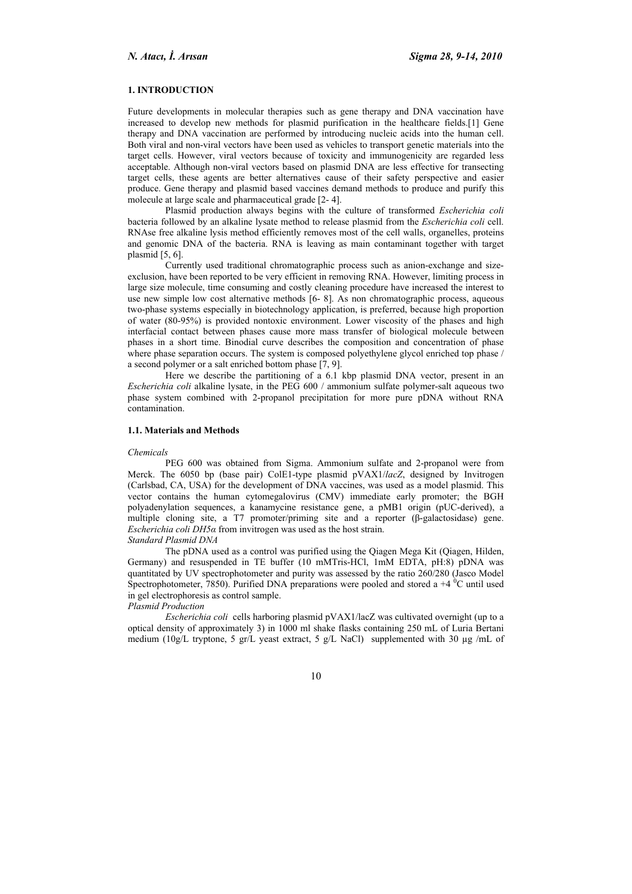## 1. INTRODUCTION

Future developments in molecular therapies such as gene therapy and DNA vaccination have increased to develop new methods for plasmid purification in the healthcare fields.[1] Gene therapy and DNA vaccination are performed by introducing nucleic acids into the human cell. Both viral and non-viral vectors have been used as vehicles to transport genetic materials into the target cells. However, viral vectors because of toxicity and immunogenicity are regarded less acceptable. Although non-viral vectors based on plasmid DNA are less effective for transecting target cells, these agents are better alternatives cause of their safety perspective and easier produce. Gene therapy and plasmid based vaccines demand methods to produce and purify this molecule at large scale and pharmaceutical grade [2- 4].

Plasmid production always begins with the culture of transformed *Escherichia coli* bacteria followed by an alkaline lysate method to release plasmid from the *Escherichia coli* cell. RNAse free alkaline lysis method efficiently removes most of the cell walls, organelles, proteins and genomic DNA of the bacteria. RNA is leaving as main contaminant together with target plasmid [5, 6].

Currently used traditional chromatographic process such as anion-exchange and size-exclusion, have been reported to be very efficient in removing RNA. However, limiting process in large size molecule, time consuming and costly cleaning procedure have increased the interest to use new simple low cost alternative methods [6- 8]. As non chromatographic process, aqueous two-phase systems especially in biotechnology application, is preferred, because high proportion of water (80-95%) is provided nontoxic environment. Lower viscosity of the phases and high interfacial contact between phases cause more mass transfer of biological molecule between phases in a short time. Binodial curve describes the composition and concentration of phase where phase separation occurs. The system is composed polyethylene glycol enriched top phase / a second polymer or a salt enriched bottom phase [7, 9].

Here we describe the partitioning of a 6.1 kbp plasmid DNA vector, present in an *Escherichia coli* alkaline lysate, in the PEG 600 / ammonium sulfate polymer-salt aqueous two phase system combined with 2-propanol precipitation for more pure pDNA without RNA contamination.

### 1.1. Materials and Methods

*Chemicals*

PEG 600 was obtained from Sigma. Ammonium sulfate and 2-propanol were from Merck. The 6050 bp (base pair) ColE1-type plasmid pVAX1/*lacZ*, designed by Invitrogen (Carlsbad, CA, USA) for the development of DNA vaccines, was used as a model plasmid. This vector contains the human cytomegalovirus (CMV) immediate early promoter; the BGH polyadenylation sequences, a kanamycine resistance gene, a pMB1 origin (pUC-derived), a multiple cloning site, a T7 promoter/priming site and a reporter (β-galactosidase) gene. *Escherichia coli DH5α* from invitrogen was used as the host strain.

*Standard Plasmid DNA*

The pDNA used as a control was purified using the Qiagen Mega Kit (Qiagen, Hilden, Germany) and resuspended in TE buffer (10 mMTris-HCl, 1mM EDTA, pH:8) pDNA was quantitated by UV spectrophotometer and purity was assessed by the ratio 260/280 (Jasco Model Spectrophotometer, 7850). Purified DNA preparations were pooled and stored a +4 $^{0}$C until used in gel electrophoresis as control sample.

*Plasmid Production*

*Escherichia coli* cells harboring plasmid pVAX1/lacZ was cultivated overnight (up to a optical density of approximately 3) in 1000 ml shake flasks containing 250 mL of Luria Bertani medium (10g/L tryptone, 5 gr/L yeast extract, 5 g/L NaCl) supplemented with 30 µg /mL of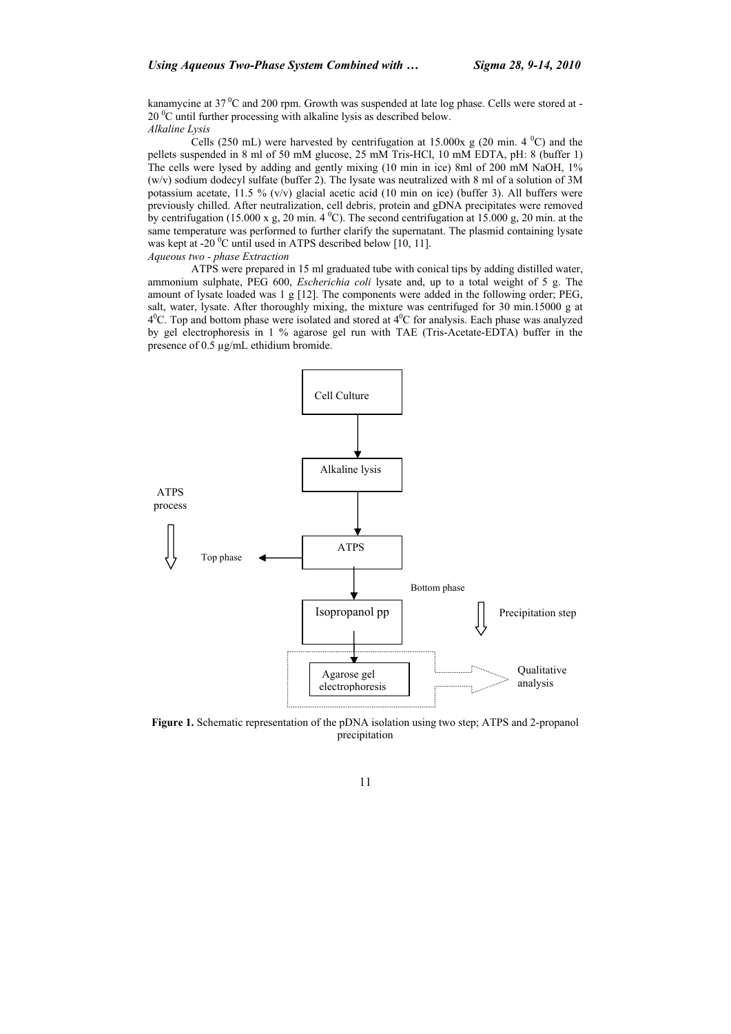kanamycine at 37 $^0$C and 200 rpm. Growth was suspended at late log phase. Cells were stored at -20 $^0$C until further processing with alkaline lysis as described below.

*Alkaline Lysis*

Cells (250 mL) were harvested by centrifugation at 15.000x g (20 min. 4 $^0$C) and the pellets suspended in 8 ml of 50 mM glucose, 25 mM Tris-HCl, 10 mM EDTA, pH: 8 (buffer 1) The cells were lysed by adding and gently mixing (10 min in ice) 8ml of 200 mM NaOH, 1% (w/v) sodium dodecyl sulfate (buffer 2). The lysate was neutralized with 8 ml of a solution of 3M potassium acetate, 11.5 % (v/v) glacial acetic acid (10 min on ice) (buffer 3). All buffers were previously chilled. After neutralization, cell debris, protein and gDNA precipitates were removed by centrifugation (15.000 x g, 20 min. 4 $^0$C). The second centrifugation at 15.000 g, 20 min. at the same temperature was performed to further clarify the supernatant. The plasmid containing lysate was kept at -20 $^0$C until used in ATPS described below [10, 11].

*Aqueous two - phase Extraction*

ATPS were prepared in 15 ml graduated tube with conical tips by adding distilled water, ammonium sulphate, PEG 600, *Escherichia coli* lysate and, up to a total weight of 5 g. The amount of lysate loaded was 1 g [12]. The components were added in the following order; PEG, salt, water, lysate. After thoroughly mixing, the mixture was centrifuged for 30 min.15000 g at 4$^0$C. Top and bottom phase were isolated and stored at 4$^0$C for analysis. Each phase was analyzed by gel electrophoresis in 1 % agarose gel run with TAE (Tris-Acetate-EDTA) buffer in the presence of 0.5 µg/mL ethidium bromide.

Cell Culture → Alkaline lysis → ATPS → (Top phase) / (Bottom phase) → Isopropanol pp → Agarose gel electrophoresis → Qualitative analysis

ATPS process

Precipitation step

**Figure 1.** Schematic representation of the pDNA isolation using two step; ATPS and 2-propanol precipitation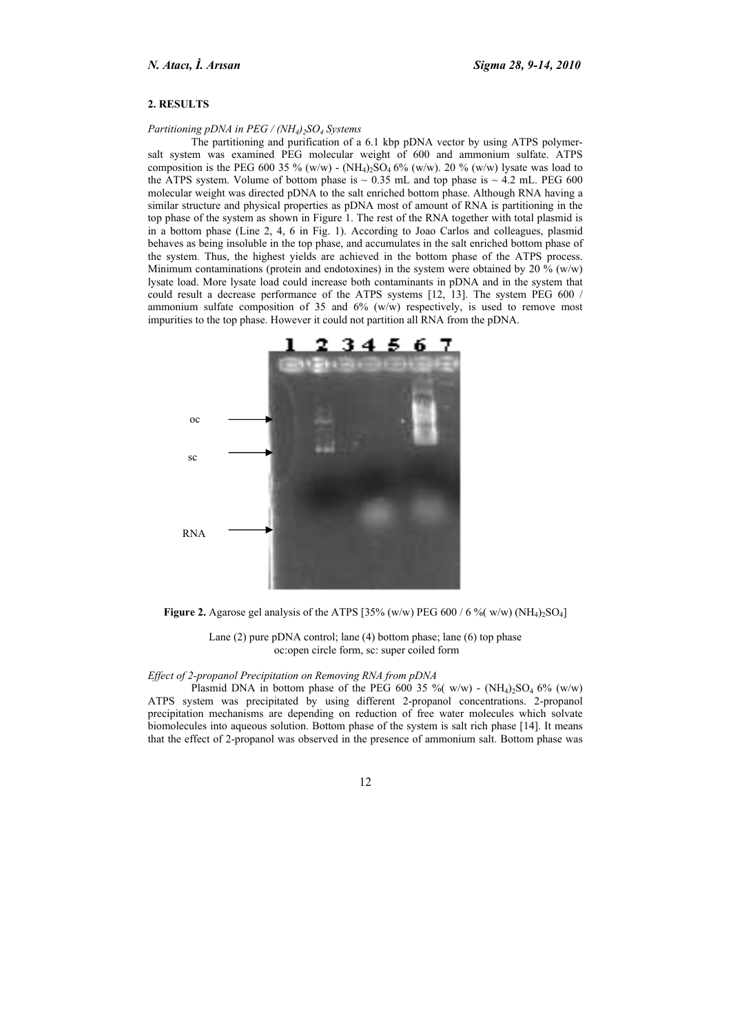## 2. RESULTS

*Partitioning pDNA in PEG / $(NH_4)_2SO_4$ Systems*

The partitioning and purification of a 6.1 kbp pDNA vector by using ATPS polymer-salt system was examined PEG molecular weight of 600 and ammonium sulfate. ATPS composition is the PEG 600 35 % (w/w) - $(NH_4)_2SO_4$ 6% (w/w). 20 % (w/w) lysate was load to the ATPS system. Volume of bottom phase is ~ 0.35 mL and top phase is ~ 4.2 mL. PEG 600 molecular weight was directed pDNA to the salt enriched bottom phase. Although RNA having a similar structure and physical properties as pDNA most of amount of RNA is partitioning in the top phase of the system as shown in Figure 1. The rest of the RNA together with total plasmid is in a bottom phase (Line 2, 4, 6 in Fig. 1). According to Joao Carlos and colleagues, plasmid behaves as being insoluble in the top phase, and accumulates in the salt enriched bottom phase of the system. Thus, the highest yields are achieved in the bottom phase of the ATPS process. Minimum contaminations (protein and endotoxines) in the system were obtained by 20 % (w/w) lysate load. More lysate load could increase both contaminants in pDNA and in the system that could result a decrease performance of the ATPS systems [12, 13]. The system PEG 600 / ammonium sulfate composition of 35 and 6% (w/w) respectively, is used to remove most impurities to the top phase. However it could not partition all RNA from the pDNA.

**Figure 2.** Agarose gel analysis of the ATPS [35% (w/w) PEG 600 / 6 %( w/w) $(NH_4)_2SO_4$]

Lane (2) pure pDNA control; lane (4) bottom phase; lane (6) top phase
oc:open circle form, sc: super coiled form

*Effect of 2-propanol Precipitation on Removing RNA from pDNA*

Plasmid DNA in bottom phase of the PEG 600 35 %( w/w) - $(NH_4)_2SO_4$ 6% (w/w) ATPS system was precipitated by using different 2-propanol concentrations. 2-propanol precipitation mechanisms are depending on reduction of free water molecules which solvate biomolecules into aqueous solution. Bottom phase of the system is salt rich phase [14]. It means that the effect of 2-propanol was observed in the presence of ammonium salt. Bottom phase was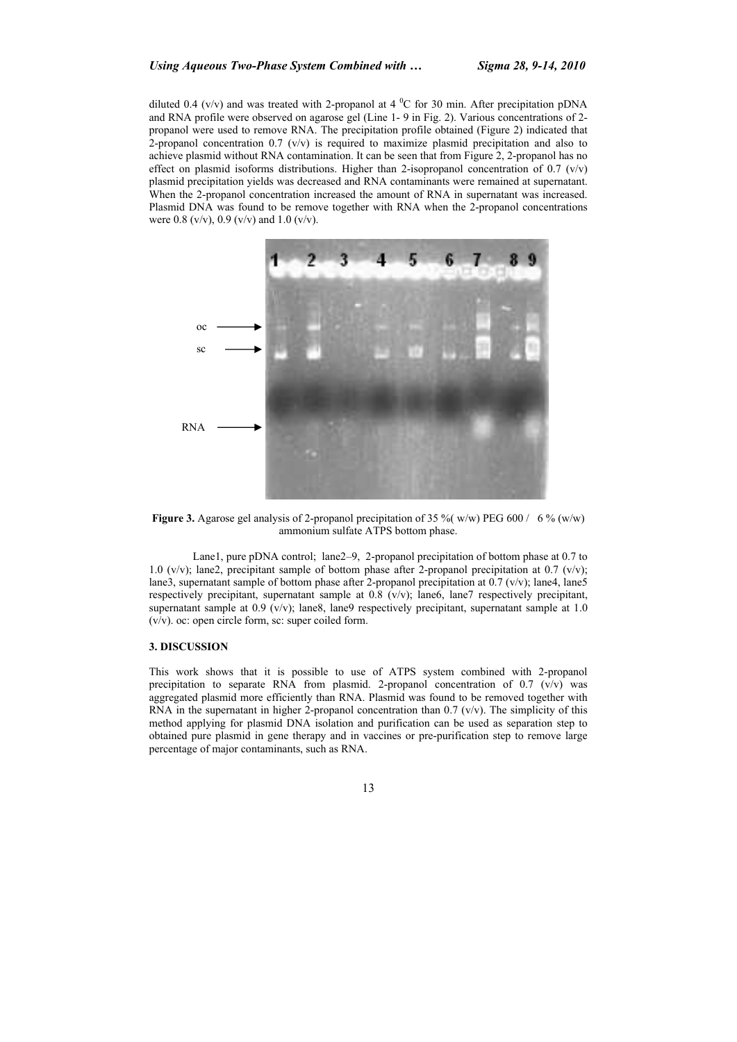diluted 0.4 (v/v) and was treated with 2-propanol at 4 $^{0}$C for 30 min. After precipitation pDNA and RNA profile were observed on agarose gel (Line 1- 9 in Fig. 2). Various concentrations of 2-propanol were used to remove RNA. The precipitation profile obtained (Figure 2) indicated that 2-propanol concentration 0.7 (v/v) is required to maximize plasmid precipitation and also to achieve plasmid without RNA contamination. It can be seen that from Figure 2, 2-propanol has no effect on plasmid isoforms distributions. Higher than 2-isopropanol concentration of 0.7 (v/v) plasmid precipitation yields was decreased and RNA contaminants were remained at supernatant. When the 2-propanol concentration increased the amount of RNA in supernatant was increased. Plasmid DNA was found to be remove together with RNA when the 2-propanol concentrations were 0.8 (v/v), 0.9 (v/v) and 1.0 (v/v).

**Figure 3.** Agarose gel analysis of 2-propanol precipitation of 35 %( w/w) PEG 600 / 6 % (w/w) ammonium sulfate ATPS bottom phase.

Lane1, pure pDNA control; lane2–9, 2-propanol precipitation of bottom phase at 0.7 to 1.0 (v/v); lane2, precipitant sample of bottom phase after 2-propanol precipitation at 0.7 (v/v); lane3, supernatant sample of bottom phase after 2-propanol precipitation at 0.7 (v/v); lane4, lane5 respectively precipitant, supernatant sample at 0.8 (v/v); lane6, lane7 respectively precipitant, supernatant sample at 0.9 (v/v); lane8, lane9 respectively precipitant, supernatant sample at 1.0 (v/v). oc: open circle form, sc: super coiled form.

## 3. DISCUSSION

This work shows that it is possible to use of ATPS system combined with 2-propanol precipitation to separate RNA from plasmid. 2-propanol concentration of 0.7 (v/v) was aggregated plasmid more efficiently than RNA. Plasmid was found to be removed together with RNA in the supernatant in higher 2-propanol concentration than 0.7 (v/v). The simplicity of this method applying for plasmid DNA isolation and purification can be used as separation step to obtained pure plasmid in gene therapy and in vaccines or pre-purification step to remove large percentage of major contaminants, such as RNA.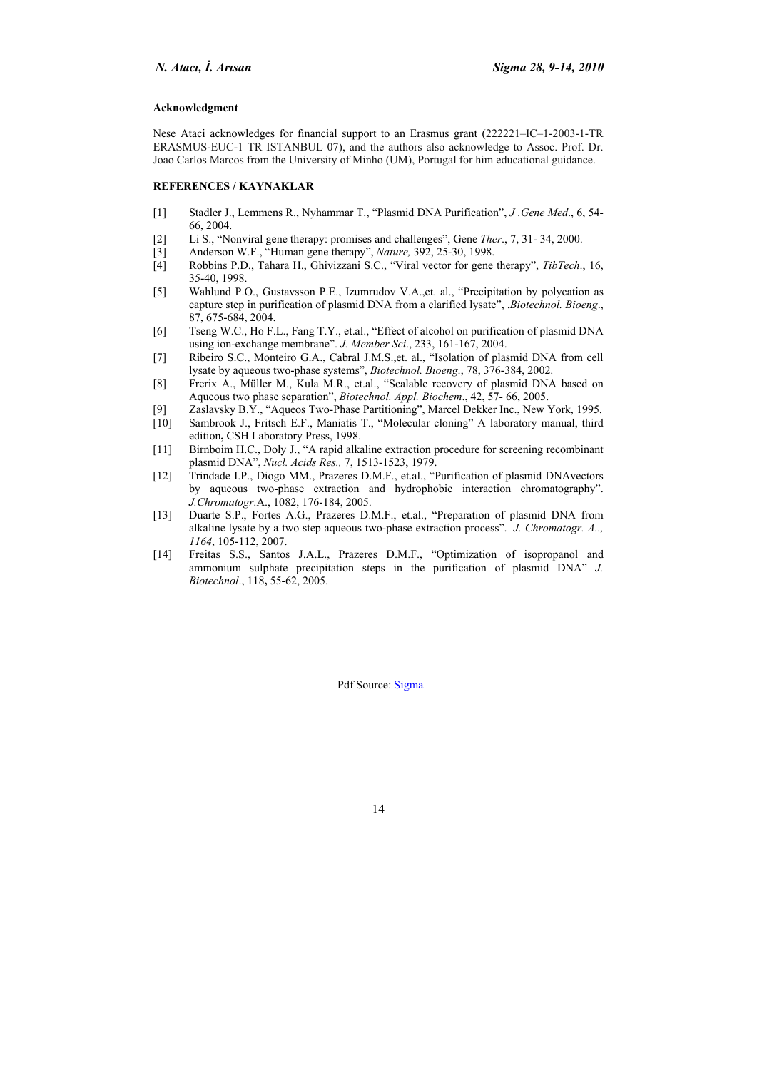**Acknowledgment**

Nese Ataci acknowledges for financial support to an Erasmus grant (222221–IC–1-2003-1-TR ERASMUS-EUC-1 TR ISTANBUL 07), and the authors also acknowledge to Assoc. Prof. Dr. Joao Carlos Marcos from the University of Minho (UM), Portugal for him educational guidance.

**REFERENCES / KAYNAKLAR**

[1] Stadler J., Lemmens R., Nyhammar T., "Plasmid DNA Purification", *J .Gene Med*., 6, 54-66, 2004.

[2] Li S., "Nonviral gene therapy: promises and challenges", Gene *Ther*., 7, 31- 34, 2000.

[3] Anderson W.F., "Human gene therapy", *Nature,* 392, 25-30, 1998.

[4] Robbins P.D., Tahara H., Ghivizzani S.C., "Viral vector for gene therapy", *TibTech*., 16, 35-40, 1998.

[5] Wahlund P.O., Gustavsson P.E., Izumrudov V.A.,et. al., "Precipitation by polycation as capture step in purification of plasmid DNA from a clarified lysate", *.Biotechnol. Bioeng*., 87, 675-684, 2004.

[6] Tseng W.C., Ho F.L., Fang T.Y., et.al., "Effect of alcohol on purification of plasmid DNA using ion-exchange membrane". *J. Member Sci*., 233, 161-167, 2004.

[7] Ribeiro S.C., Monteiro G.A., Cabral J.M.S.,et. al., "Isolation of plasmid DNA from cell lysate by aqueous two-phase systems", *Biotechnol. Bioeng*., 78, 376-384, 2002.

[8] Frerix A., Müller M., Kula M.R., et.al., "Scalable recovery of plasmid DNA based on Aqueous two phase separation", *Biotechnol. Appl. Biochem*., 42, 57- 66, 2005.

[9] Zaslavsky B.Y., "Aqueos Two-Phase Partitioning", Marcel Dekker Inc., New York, 1995.

[10] Sambrook J., Fritsch E.F., Maniatis T., "Molecular cloning" A laboratory manual, third edition**,** CSH Laboratory Press, 1998.

[11] Birnboim H.C., Doly J., "A rapid alkaline extraction procedure for screening recombinant plasmid DNA", *Nucl. Acids Res.,* 7, 1513-1523, 1979.

[12] Trindade I.P., Diogo MM., Prazeres D.M.F., et.al., "Purification of plasmid DNAvectors by aqueous two-phase extraction and hydrophobic interaction chromatography". *J.Chromatogr*.A., 1082, 176-184, 2005.

[13] Duarte S.P., Fortes A.G., Prazeres D.M.F., et.al., "Preparation of plasmid DNA from alkaline lysate by a two step aqueous two-phase extraction process". *J. Chromatogr. A.., 1164*, 105-112, 2007.

[14] Freitas S.S., Santos J.A.L., Prazeres D.M.F., "Optimization of isopropanol and ammonium sulphate precipitation steps in the purification of plasmid DNA" *J. Biotechnol*., 118**,** 55-62, 2005.

Pdf Source: Sigma